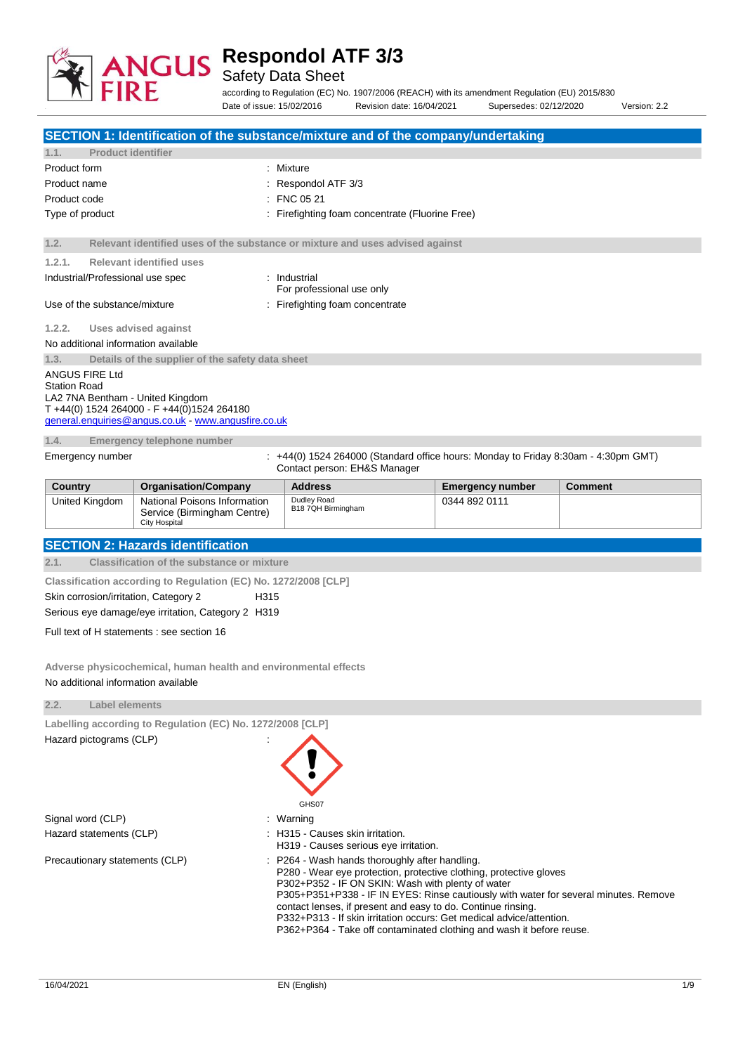# Respondol ATF 3/3

Safety Data Sheet

according to Regulation (EC) No. 1907/2006 (REACH) with its amendment Regulation (EU) 2015/830

Date of issue: 15/02/2016 Revision date: 16/04/2021 Supersedes: 02/12/2020 Version: 2.2

## SECTION 1: Identification of the substance/mixture and of the company/undertaking

### 1.1. Product identifier

Product form : Mixture

Product name : Respondol ATF 3/3

Product code : FNC 05 21

Type of product : Firefighting foam concentrate (Fluorine Free)

### 1.2. Relevant identified uses of the substance or mixture and uses advised against

#### 1.2.1. Relevant identified uses

Industrial/Professional use spec : Industrial
For professional use only

Use of the substance/mixture : Firefighting foam concentrate

#### 1.2.2. Uses advised against

No additional information available

### 1.3. Details of the supplier of the safety data sheet

ANGUS FIRE Ltd
Station Road
LA2 7NA Bentham - United Kingdom
T +44(0) 1524 264000 - F +44(0)1524 264180
general.enquiries@angus.co.uk - www.angusfire.co.uk

### 1.4. Emergency telephone number

Emergency number : +44(0) 1524 264000 (Standard office hours: Monday to Friday 8:30am - 4:30pm GMT)
Contact person: EH&S Manager

| Country | Organisation/Company | Address | Emergency number | Comment |
|---|---|---|---|---|
| United Kingdom | National Poisons Information Service (Birmingham Centre) City Hospital | Dudley Road B18 7QH Birmingham | 0344 892 0111 | |

## SECTION 2: Hazards identification

### 2.1. Classification of the substance or mixture

**Classification according to Regulation (EC) No. 1272/2008 [CLP]**

Skin corrosion/irritation, Category 2 H315

Serious eye damage/eye irritation, Category 2 H319

Full text of H statements : see section 16

**Adverse physicochemical, human health and environmental effects**

No additional information available

### 2.2. Label elements

**Labelling according to Regulation (EC) No. 1272/2008 [CLP]**

Hazard pictograms (CLP) :

GHS07

Signal word (CLP) : Warning

Hazard statements (CLP) : H315 - Causes skin irritation.
H319 - Causes serious eye irritation.

Precautionary statements (CLP) : P264 - Wash hands thoroughly after handling.
P280 - Wear eye protection, protective clothing, protective gloves
P302+P352 - IF ON SKIN: Wash with plenty of water
P305+P351+P338 - IF IN EYES: Rinse cautiously with water for several minutes. Remove contact lenses, if present and easy to do. Continue rinsing.
P332+P313 - If skin irritation occurs: Get medical advice/attention.
P362+P364 - Take off contaminated clothing and wash it before reuse.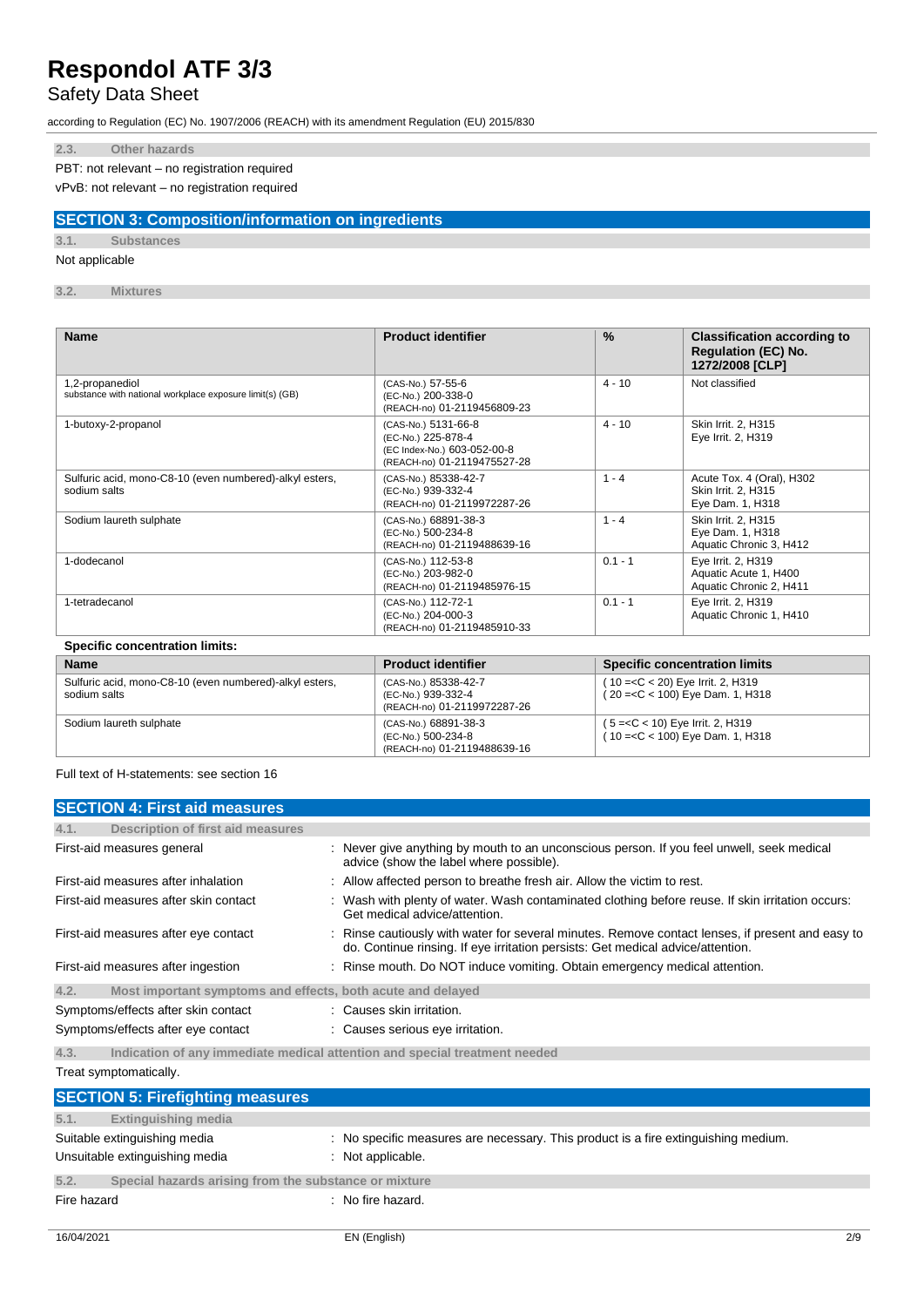### 2.3. Other hazards

PBT: not relevant – no registration required

vPvB: not relevant – no registration required

## SECTION 3: Composition/information on ingredients

### 3.1. Substances

Not applicable

### 3.2. Mixtures

| Name | Product identifier | % | Classification according to Regulation (EC) No. 1272/2008 [CLP] |
|---|---|---|---|
| 1,2-propanediol<br>substance with national workplace exposure limit(s) (GB) | (CAS-No.) 57-55-6<br>(EC-No.) 200-338-0<br>(REACH-no) 01-2119456809-23 | 4 - 10 | Not classified |
| 1-butoxy-2-propanol | (CAS-No.) 5131-66-8<br>(EC-No.) 225-878-4<br>(EC Index-No.) 603-052-00-8<br>(REACH-no) 01-2119475527-28 | 4 - 10 | Skin Irrit. 2, H315<br>Eye Irrit. 2, H319 |
| Sulfuric acid, mono-C8-10 (even numbered)-alkyl esters, sodium salts | (CAS-No.) 85338-42-7<br>(EC-No.) 939-332-4<br>(REACH-no) 01-2119972287-26 | 1 - 4 | Acute Tox. 4 (Oral), H302<br>Skin Irrit. 2, H315<br>Eye Dam. 1, H318 |
| Sodium laureth sulphate | (CAS-No.) 68891-38-3<br>(EC-No.) 500-234-8<br>(REACH-no) 01-2119488639-16 | 1 - 4 | Skin Irrit. 2, H315<br>Eye Dam. 1, H318<br>Aquatic Chronic 3, H412 |
| 1-dodecanol | (CAS-No.) 112-53-8<br>(EC-No.) 203-982-0<br>(REACH-no) 01-2119485976-15 | 0.1 - 1 | Eye Irrit. 2, H319<br>Aquatic Acute 1, H400<br>Aquatic Chronic 2, H411 |
| 1-tetradecanol | (CAS-No.) 112-72-1<br>(EC-No.) 204-000-3<br>(REACH-no) 01-2119485910-33 | 0.1 - 1 | Eye Irrit. 2, H319<br>Aquatic Chronic 1, H410 |

**Specific concentration limits:**

| Name | Product identifier | Specific concentration limits |
|---|---|---|
| Sulfuric acid, mono-C8-10 (even numbered)-alkyl esters, sodium salts | (CAS-No.) 85338-42-7<br>(EC-No.) 939-332-4<br>(REACH-no) 01-2119972287-26 | ( 10 =<C < 20) Eye Irrit. 2, H319<br>( 20 =<C < 100) Eye Dam. 1, H318 |
| Sodium laureth sulphate | (CAS-No.) 68891-38-3<br>(EC-No.) 500-234-8<br>(REACH-no) 01-2119488639-16 | ( 5 =<C < 10) Eye Irrit. 2, H319<br>( 10 =<C < 100) Eye Dam. 1, H318 |

Full text of H-statements: see section 16

## SECTION 4: First aid measures

### 4.1. Description of first aid measures

First-aid measures general : Never give anything by mouth to an unconscious person. If you feel unwell, seek medical advice (show the label where possible).

First-aid measures after inhalation : Allow affected person to breathe fresh air. Allow the victim to rest.

First-aid measures after skin contact : Wash with plenty of water. Wash contaminated clothing before reuse. If skin irritation occurs: Get medical advice/attention.

First-aid measures after eye contact : Rinse cautiously with water for several minutes. Remove contact lenses, if present and easy to do. Continue rinsing. If eye irritation persists: Get medical advice/attention.

First-aid measures after ingestion : Rinse mouth. Do NOT induce vomiting. Obtain emergency medical attention.

### 4.2. Most important symptoms and effects, both acute and delayed

Symptoms/effects after skin contact : Causes skin irritation.

Symptoms/effects after eye contact : Causes serious eye irritation.

### 4.3. Indication of any immediate medical attention and special treatment needed

Treat symptomatically.

## SECTION 5: Firefighting measures

### 5.1. Extinguishing media

Suitable extinguishing media : No specific measures are necessary. This product is a fire extinguishing medium.

Unsuitable extinguishing media : Not applicable.

### 5.2. Special hazards arising from the substance or mixture

Fire hazard : No fire hazard.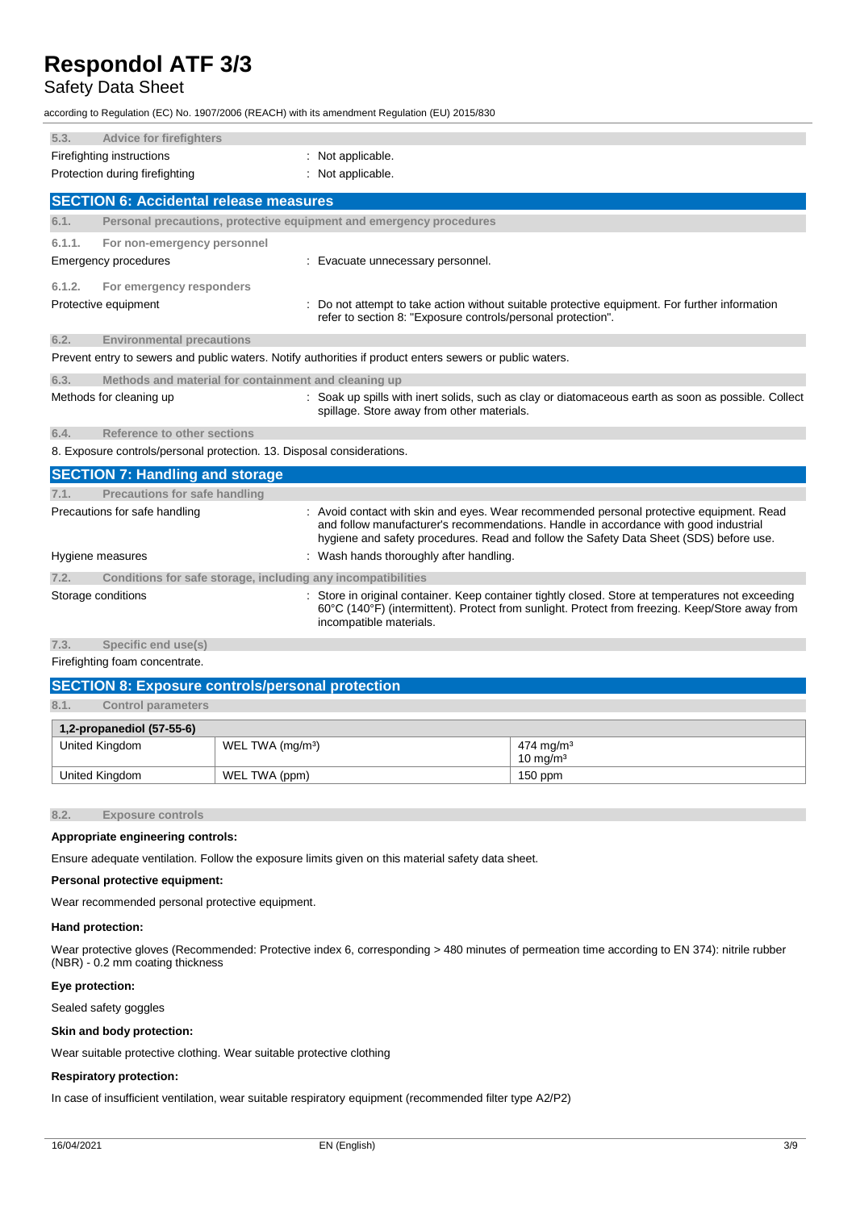### 5.3. Advice for firefighters

Firefighting instructions : Not applicable.

Protection during firefighting : Not applicable.

## SECTION 6: Accidental release measures

### 6.1. Personal precautions, protective equipment and emergency procedures

#### 6.1.1. For non-emergency personnel

Emergency procedures : Evacuate unnecessary personnel.

#### 6.1.2. For emergency responders

Protective equipment : Do not attempt to take action without suitable protective equipment. For further information refer to section 8: "Exposure controls/personal protection".

### 6.2. Environmental precautions

Prevent entry to sewers and public waters. Notify authorities if product enters sewers or public waters.

### 6.3. Methods and material for containment and cleaning up

Methods for cleaning up : Soak up spills with inert solids, such as clay or diatomaceous earth as soon as possible. Collect spillage. Store away from other materials.

### 6.4. Reference to other sections

8. Exposure controls/personal protection. 13. Disposal considerations.

## SECTION 7: Handling and storage

### 7.1. Precautions for safe handling

Precautions for safe handling : Avoid contact with skin and eyes. Wear recommended personal protective equipment. Read and follow manufacturer's recommendations. Handle in accordance with good industrial hygiene and safety procedures. Read and follow the Safety Data Sheet (SDS) before use.

Hygiene measures : Wash hands thoroughly after handling.

### 7.2. Conditions for safe storage, including any incompatibilities

Storage conditions : Store in original container. Keep container tightly closed. Store at temperatures not exceeding 60°C (140°F) (intermittent). Protect from sunlight. Protect from freezing. Keep/Store away from incompatible materials.

### 7.3. Specific end use(s)

Firefighting foam concentrate.

## SECTION 8: Exposure controls/personal protection

### 8.1. Control parameters

| 1,2-propanediol (57-55-6) | | |
|---|---|---|
| United Kingdom | WEL TWA (mg/m³) | 474 mg/m³<br>10 mg/m³ |
| United Kingdom | WEL TWA (ppm) | 150 ppm |

### 8.2. Exposure controls

**Appropriate engineering controls:**

Ensure adequate ventilation. Follow the exposure limits given on this material safety data sheet.

**Personal protective equipment:**

Wear recommended personal protective equipment.

**Hand protection:**

Wear protective gloves (Recommended: Protective index 6, corresponding > 480 minutes of permeation time according to EN 374): nitrile rubber (NBR) - 0.2 mm coating thickness

**Eye protection:**

Sealed safety goggles

**Skin and body protection:**

Wear suitable protective clothing. Wear suitable protective clothing

**Respiratory protection:**

In case of insufficient ventilation, wear suitable respiratory equipment (recommended filter type A2/P2)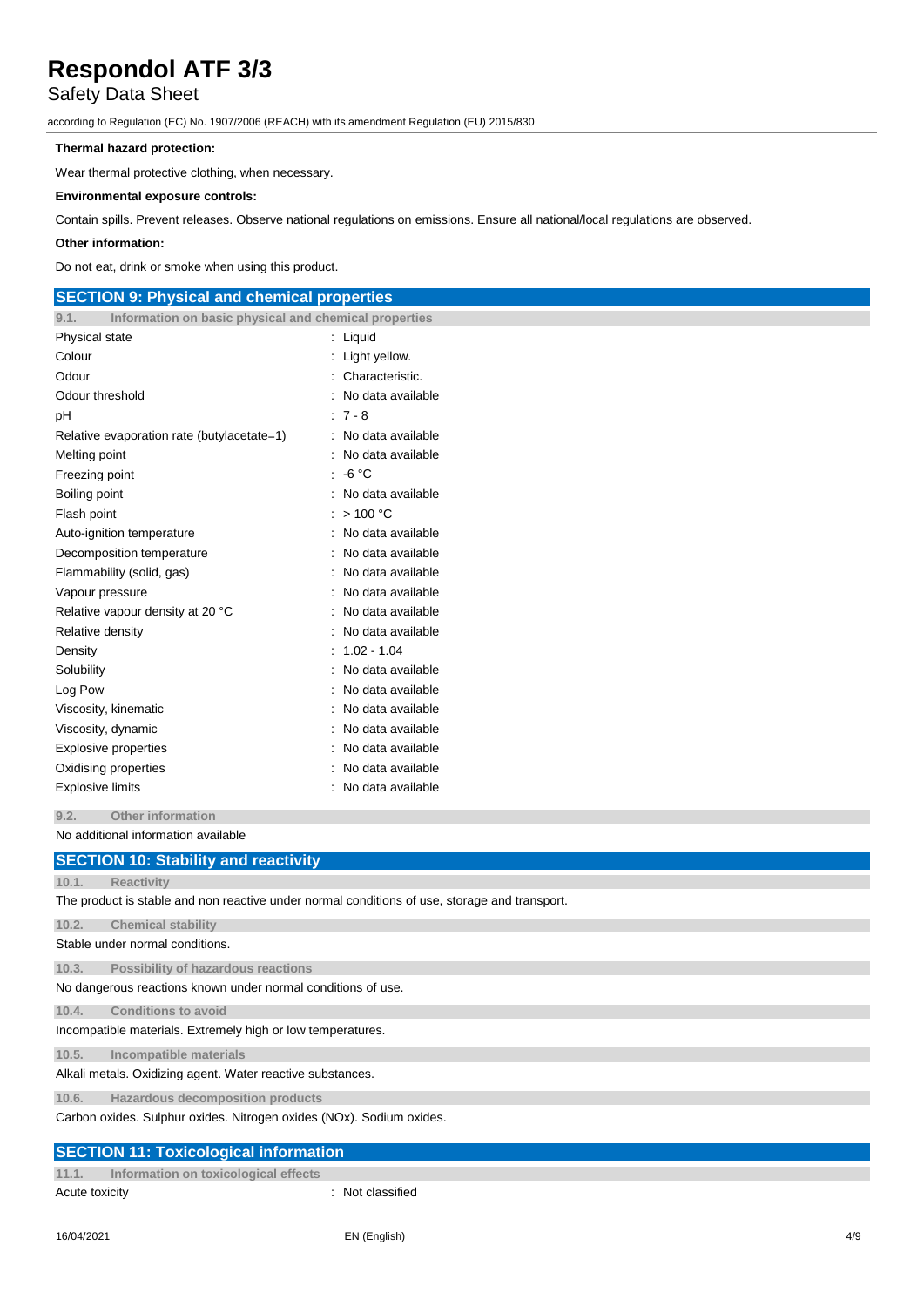**Thermal hazard protection:**

Wear thermal protective clothing, when necessary.

**Environmental exposure controls:**

Contain spills. Prevent releases. Observe national regulations on emissions. Ensure all national/local regulations are observed.

**Other information:**

Do not eat, drink or smoke when using this product.

## SECTION 9: Physical and chemical properties

### 9.1. Information on basic physical and chemical properties

| Property | Value |
|---|---|
| Physical state | : Liquid |
| Colour | : Light yellow. |
| Odour | : Characteristic. |
| Odour threshold | : No data available |
| pH | : 7 - 8 |
| Relative evaporation rate (butylacetate=1) | : No data available |
| Melting point | : No data available |
| Freezing point | : -6 °C |
| Boiling point | : No data available |
| Flash point | : > 100 °C |
| Auto-ignition temperature | : No data available |
| Decomposition temperature | : No data available |
| Flammability (solid, gas) | : No data available |
| Vapour pressure | : No data available |
| Relative vapour density at 20 °C | : No data available |
| Relative density | : No data available |
| Density | : 1.02 - 1.04 |
| Solubility | : No data available |
| Log Pow | : No data available |
| Viscosity, kinematic | : No data available |
| Viscosity, dynamic | : No data available |
| Explosive properties | : No data available |
| Oxidising properties | : No data available |
| Explosive limits | : No data available |

### 9.2. Other information

No additional information available

## SECTION 10: Stability and reactivity

### 10.1. Reactivity

The product is stable and non reactive under normal conditions of use, storage and transport.

### 10.2. Chemical stability

Stable under normal conditions.

### 10.3. Possibility of hazardous reactions

No dangerous reactions known under normal conditions of use.

### 10.4. Conditions to avoid

Incompatible materials. Extremely high or low temperatures.

### 10.5. Incompatible materials

Alkali metals. Oxidizing agent. Water reactive substances.

### 10.6. Hazardous decomposition products

Carbon oxides. Sulphur oxides. Nitrogen oxides (NOx). Sodium oxides.

## SECTION 11: Toxicological information

### 11.1. Information on toxicological effects

| | |
|---|---|
| Acute toxicity | : Not classified |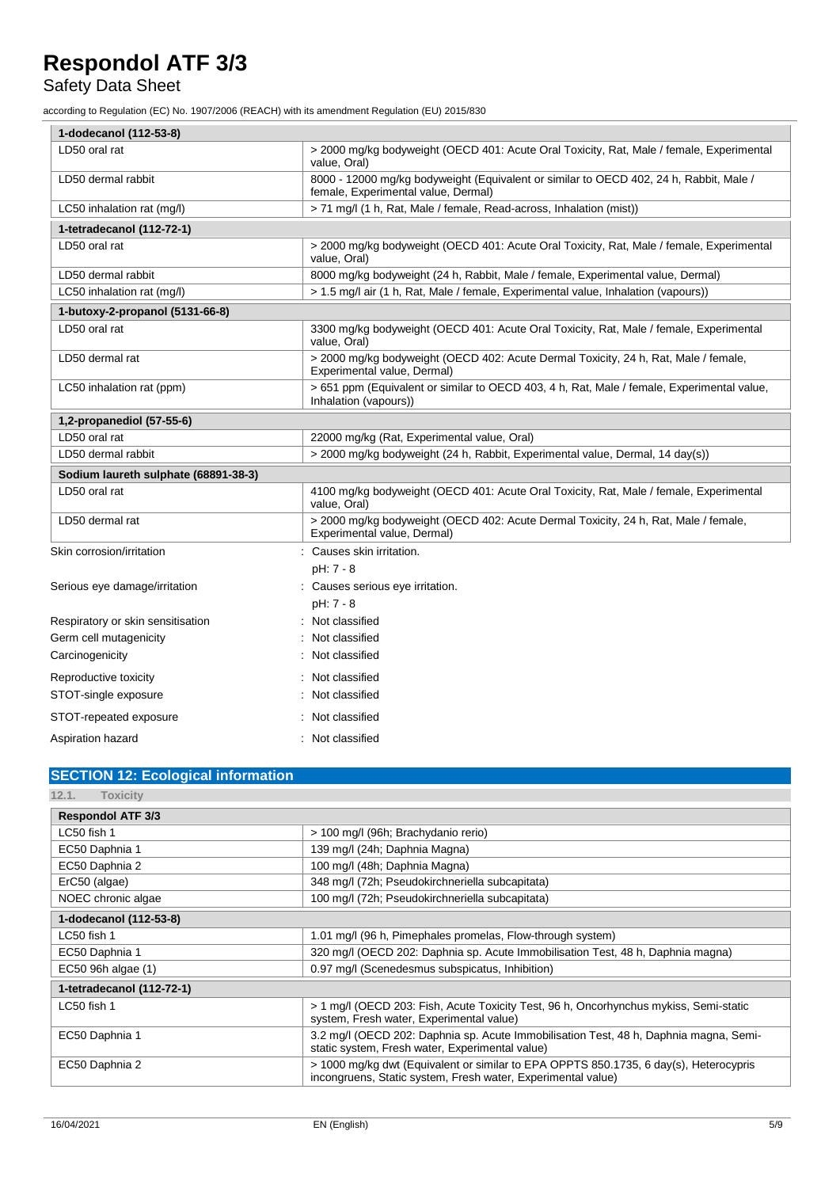| 1-dodecanol (112-53-8) | |
|---|---|
| LD50 oral rat | > 2000 mg/kg bodyweight (OECD 401: Acute Oral Toxicity, Rat, Male / female, Experimental value, Oral) |
| LD50 dermal rabbit | 8000 - 12000 mg/kg bodyweight (Equivalent or similar to OECD 402, 24 h, Rabbit, Male / female, Experimental value, Dermal) |
| LC50 inhalation rat (mg/l) | > 71 mg/l (1 h, Rat, Male / female, Read-across, Inhalation (mist)) |
| **1-tetradecanol (112-72-1)** | |
| LD50 oral rat | > 2000 mg/kg bodyweight (OECD 401: Acute Oral Toxicity, Rat, Male / female, Experimental value, Oral) |
| LD50 dermal rabbit | 8000 mg/kg bodyweight (24 h, Rabbit, Male / female, Experimental value, Dermal) |
| LC50 inhalation rat (mg/l) | > 1.5 mg/l air (1 h, Rat, Male / female, Experimental value, Inhalation (vapours)) |
| **1-butoxy-2-propanol (5131-66-8)** | |
| LD50 oral rat | 3300 mg/kg bodyweight (OECD 401: Acute Oral Toxicity, Rat, Male / female, Experimental value, Oral) |
| LD50 dermal rat | > 2000 mg/kg bodyweight (OECD 402: Acute Dermal Toxicity, 24 h, Rat, Male / female, Experimental value, Dermal) |
| LC50 inhalation rat (ppm) | > 651 ppm (Equivalent or similar to OECD 403, 4 h, Rat, Male / female, Experimental value, Inhalation (vapours)) |
| **1,2-propanediol (57-55-6)** | |
| LD50 oral rat | 22000 mg/kg (Rat, Experimental value, Oral) |
| LD50 dermal rabbit | > 2000 mg/kg bodyweight (24 h, Rabbit, Experimental value, Dermal, 14 day(s)) |
| **Sodium laureth sulphate (68891-38-3)** | |
| LD50 oral rat | 4100 mg/kg bodyweight (OECD 401: Acute Oral Toxicity, Rat, Male / female, Experimental value, Oral) |
| LD50 dermal rat | > 2000 mg/kg bodyweight (OECD 402: Acute Dermal Toxicity, 24 h, Rat, Male / female, Experimental value, Dermal) |

Skin corrosion/irritation : Causes skin irritation.
pH: 7 - 8

Serious eye damage/irritation : Causes serious eye irritation.
pH: 7 - 8

Respiratory or skin sensitisation : Not classified

Germ cell mutagenicity : Not classified

Carcinogenicity : Not classified

Reproductive toxicity : Not classified

STOT-single exposure : Not classified

STOT-repeated exposure : Not classified

Aspiration hazard : Not classified

## SECTION 12: Ecological information

### 12.1. Toxicity

| Respondol ATF 3/3 | |
|---|---|
| LC50 fish 1 | > 100 mg/l (96h; Brachydanio rerio) |
| EC50 Daphnia 1 | 139 mg/l (24h; Daphnia Magna) |
| EC50 Daphnia 2 | 100 mg/l (48h; Daphnia Magna) |
| ErC50 (algae) | 348 mg/l (72h; Pseudokirchneriella subcapitata) |
| NOEC chronic algae | 100 mg/l (72h; Pseudokirchneriella subcapitata) |
| **1-dodecanol (112-53-8)** | |
| LC50 fish 1 | 1.01 mg/l (96 h, Pimephales promelas, Flow-through system) |
| EC50 Daphnia 1 | 320 mg/l (OECD 202: Daphnia sp. Acute Immobilisation Test, 48 h, Daphnia magna) |
| EC50 96h algae (1) | 0.97 mg/l (Scenedesmus subspicatus, Inhibition) |
| **1-tetradecanol (112-72-1)** | |
| LC50 fish 1 | > 1 mg/l (OECD 203: Fish, Acute Toxicity Test, 96 h, Oncorhynchus mykiss, Semi-static system, Fresh water, Experimental value) |
| EC50 Daphnia 1 | 3.2 mg/l (OECD 202: Daphnia sp. Acute Immobilisation Test, 48 h, Daphnia magna, Semi-static system, Fresh water, Experimental value) |
| EC50 Daphnia 2 | > 1000 mg/kg dwt (Equivalent or similar to EPA OPPTS 850.1735, 6 day(s), Heterocypris incongruens, Static system, Fresh water, Experimental value) |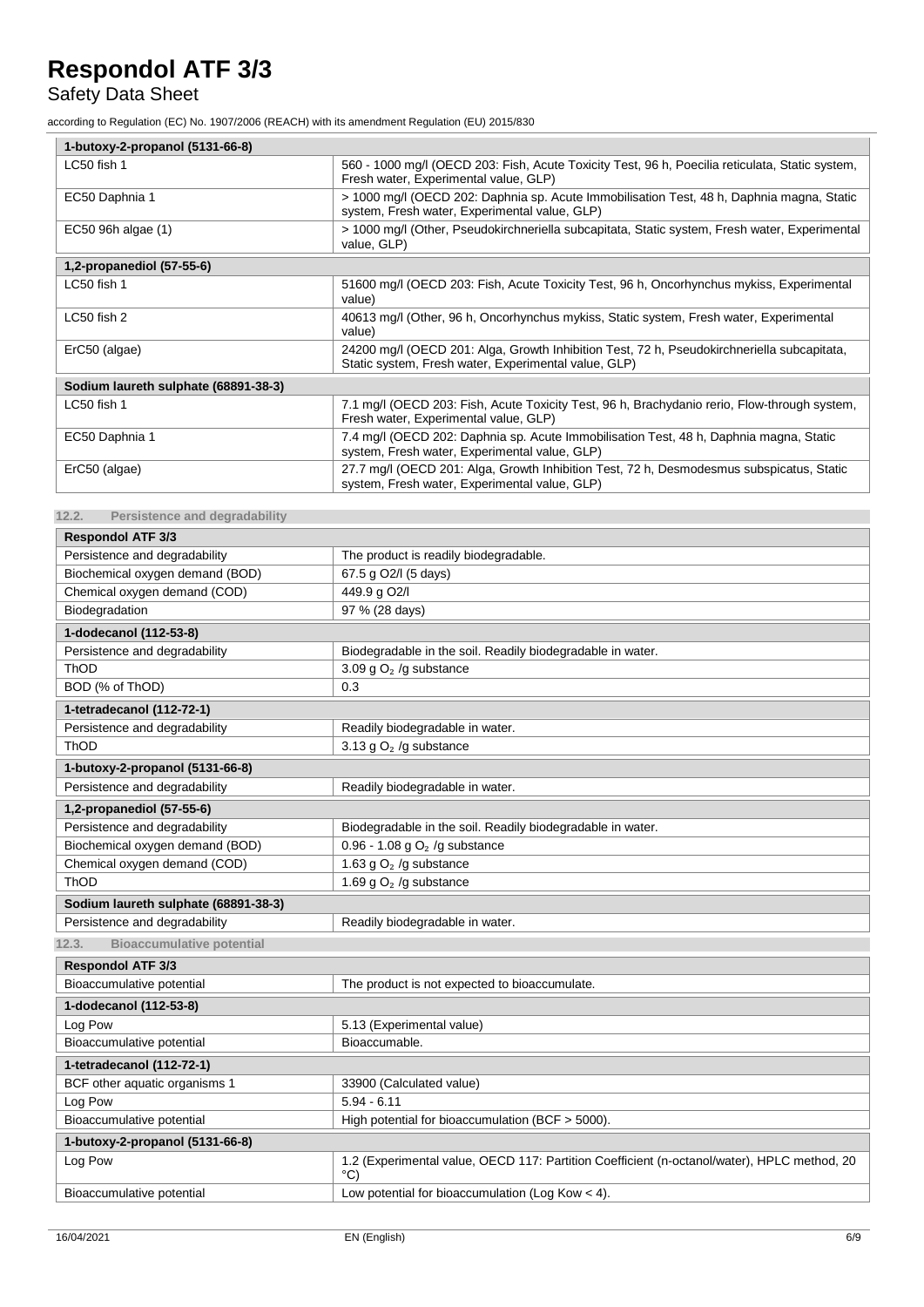| 1-butoxy-2-propanol (5131-66-8) | |
|---|---|
| LC50 fish 1 | 560 - 1000 mg/l (OECD 203: Fish, Acute Toxicity Test, 96 h, Poecilia reticulata, Static system, Fresh water, Experimental value, GLP) |
| EC50 Daphnia 1 | > 1000 mg/l (OECD 202: Daphnia sp. Acute Immobilisation Test, 48 h, Daphnia magna, Static system, Fresh water, Experimental value, GLP) |
| EC50 96h algae (1) | > 1000 mg/l (Other, Pseudokirchneriella subcapitata, Static system, Fresh water, Experimental value, GLP) |

| 1,2-propanediol (57-55-6) | |
|---|---|
| LC50 fish 1 | 51600 mg/l (OECD 203: Fish, Acute Toxicity Test, 96 h, Oncorhynchus mykiss, Experimental value) |
| LC50 fish 2 | 40613 mg/l (Other, 96 h, Oncorhynchus mykiss, Static system, Fresh water, Experimental value) |
| ErC50 (algae) | 24200 mg/l (OECD 201: Alga, Growth Inhibition Test, 72 h, Pseudokirchneriella subcapitata, Static system, Fresh water, Experimental value, GLP) |

| Sodium laureth sulphate (68891-38-3) | |
|---|---|
| LC50 fish 1 | 7.1 mg/l (OECD 203: Fish, Acute Toxicity Test, 96 h, Brachydanio rerio, Flow-through system, Fresh water, Experimental value, GLP) |
| EC50 Daphnia 1 | 7.4 mg/l (OECD 202: Daphnia sp. Acute Immobilisation Test, 48 h, Daphnia magna, Static system, Fresh water, Experimental value, GLP) |
| ErC50 (algae) | 27.7 mg/l (OECD 201: Alga, Growth Inhibition Test, 72 h, Desmodesmus subspicatus, Static system, Fresh water, Experimental value, GLP) |

### 12.2. Persistence and degradability

| Respondol ATF 3/3 | |
|---|---|
| Persistence and degradability | The product is readily biodegradable. |
| Biochemical oxygen demand (BOD) | 67.5 g O2/l (5 days) |
| Chemical oxygen demand (COD) | 449.9 g O2/l |
| Biodegradation | 97 % (28 days) |

| 1-dodecanol (112-53-8) | |
|---|---|
| Persistence and degradability | Biodegradable in the soil. Readily biodegradable in water. |
| ThOD | 3.09 g $O_2$ /g substance |
| BOD (% of ThOD) | 0.3 |

| 1-tetradecanol (112-72-1) | |
|---|---|
| Persistence and degradability | Readily biodegradable in water. |
| ThOD | 3.13 g $O_2$ /g substance |

| 1-butoxy-2-propanol (5131-66-8) | |
|---|---|
| Persistence and degradability | Readily biodegradable in water. |

| 1,2-propanediol (57-55-6) | |
|---|---|
| Persistence and degradability | Biodegradable in the soil. Readily biodegradable in water. |
| Biochemical oxygen demand (BOD) | 0.96 - 1.08 g $O_2$ /g substance |
| Chemical oxygen demand (COD) | 1.63 g $O_2$ /g substance |
| ThOD | 1.69 g $O_2$ /g substance |

| Sodium laureth sulphate (68891-38-3) | |
|---|---|
| Persistence and degradability | Readily biodegradable in water. |

### 12.3. Bioaccumulative potential

| Respondol ATF 3/3 | |
|---|---|
| Bioaccumulative potential | The product is not expected to bioaccumulate. |

| 1-dodecanol (112-53-8) | |
|---|---|
| Log Pow | 5.13 (Experimental value) |
| Bioaccumulative potential | Bioaccumable. |

| 1-tetradecanol (112-72-1) | |
|---|---|
| BCF other aquatic organisms 1 | 33900 (Calculated value) |
| Log Pow | 5.94 - 6.11 |
| Bioaccumulative potential | High potential for bioaccumulation (BCF > 5000). |

| 1-butoxy-2-propanol (5131-66-8) | |
|---|---|
| Log Pow | 1.2 (Experimental value, OECD 117: Partition Coefficient (n-octanol/water), HPLC method, 20 °C) |
| Bioaccumulative potential | Low potential for bioaccumulation (Log Kow < 4). |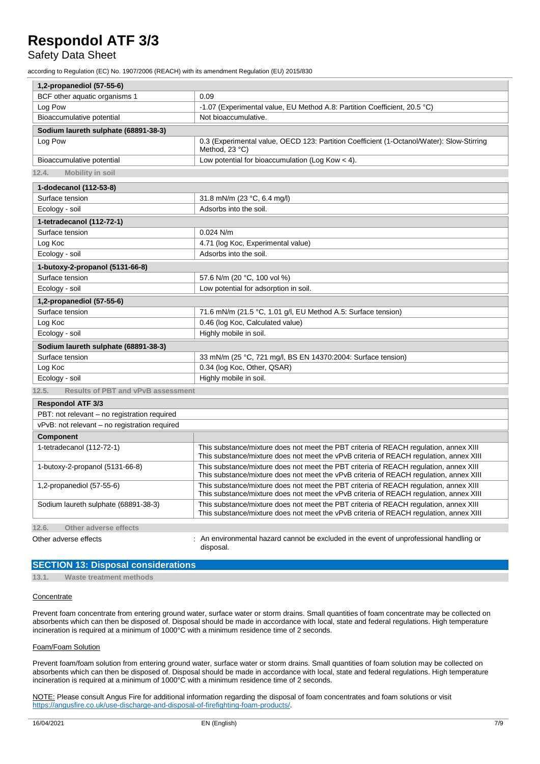| 1,2-propanediol (57-55-6) | |
|---|---|
| BCF other aquatic organisms 1 | 0.09 |
| Log Pow | -1.07 (Experimental value, EU Method A.8: Partition Coefficient, 20.5 °C) |
| Bioaccumulative potential | Not bioaccumulative. |
| **Sodium laureth sulphate (68891-38-3)** | |
| Log Pow | 0.3 (Experimental value, OECD 123: Partition Coefficient (1-Octanol/Water): Slow-Stirring Method, 23 °C) |
| Bioaccumulative potential | Low potential for bioaccumulation (Log Kow < 4). |

### 12.4. Mobility in soil

| 1-dodecanol (112-53-8) | |
|---|---|
| Surface tension | 31.8 mN/m (23 °C, 6.4 mg/l) |
| Ecology - soil | Adsorbs into the soil. |
| **1-tetradecanol (112-72-1)** | |
| Surface tension | 0.024 N/m |
| Log Koc | 4.71 (log Koc, Experimental value) |
| Ecology - soil | Adsorbs into the soil. |
| **1-butoxy-2-propanol (5131-66-8)** | |
| Surface tension | 57.6 N/m (20 °C, 100 vol %) |
| Ecology - soil | Low potential for adsorption in soil. |
| **1,2-propanediol (57-55-6)** | |
| Surface tension | 71.6 mN/m (21.5 °C, 1.01 g/l, EU Method A.5: Surface tension) |
| Log Koc | 0.46 (log Koc, Calculated value) |
| Ecology - soil | Highly mobile in soil. |
| **Sodium laureth sulphate (68891-38-3)** | |
| Surface tension | 33 mN/m (25 °C, 721 mg/l, BS EN 14370:2004: Surface tension) |
| Log Koc | 0.34 (log Koc, Other, QSAR) |
| Ecology - soil | Highly mobile in soil. |

### 12.5. Results of PBT and vPvB assessment

| Respondol ATF 3/3 | |
|---|---|
| PBT: not relevant – no registration required | |
| vPvB: not relevant – no registration required | |
| **Component** | |
| 1-tetradecanol (112-72-1) | This substance/mixture does not meet the PBT criteria of REACH regulation, annex XIII<br>This substance/mixture does not meet the vPvB criteria of REACH regulation, annex XIII |
| 1-butoxy-2-propanol (5131-66-8) | This substance/mixture does not meet the PBT criteria of REACH regulation, annex XIII<br>This substance/mixture does not meet the vPvB criteria of REACH regulation, annex XIII |
| 1,2-propanediol (57-55-6) | This substance/mixture does not meet the PBT criteria of REACH regulation, annex XIII<br>This substance/mixture does not meet the vPvB criteria of REACH regulation, annex XIII |
| Sodium laureth sulphate (68891-38-3) | This substance/mixture does not meet the PBT criteria of REACH regulation, annex XIII<br>This substance/mixture does not meet the vPvB criteria of REACH regulation, annex XIII |

### 12.6. Other adverse effects

Other adverse effects : An environmental hazard cannot be excluded in the event of unprofessional handling or disposal.

## SECTION 13: Disposal considerations

### 13.1. Waste treatment methods

Concentrate

Prevent foam concentrate from entering ground water, surface water or storm drains. Small quantities of foam concentrate may be collected on absorbents which can then be disposed of. Disposal should be made in accordance with local, state and federal regulations. High temperature incineration is required at a minimum of 1000°C with a minimum residence time of 2 seconds.

Foam/Foam Solution

Prevent foam/foam solution from entering ground water, surface water or storm drains. Small quantities of foam solution may be collected on absorbents which can then be disposed of. Disposal should be made in accordance with local, state and federal regulations. High temperature incineration is required at a minimum of 1000°C with a minimum residence time of 2 seconds.

NOTE: Please consult Angus Fire for additional information regarding the disposal of foam concentrates and foam solutions or visit https://angusfire.co.uk/use-discharge-and-disposal-of-firefighting-foam-products/.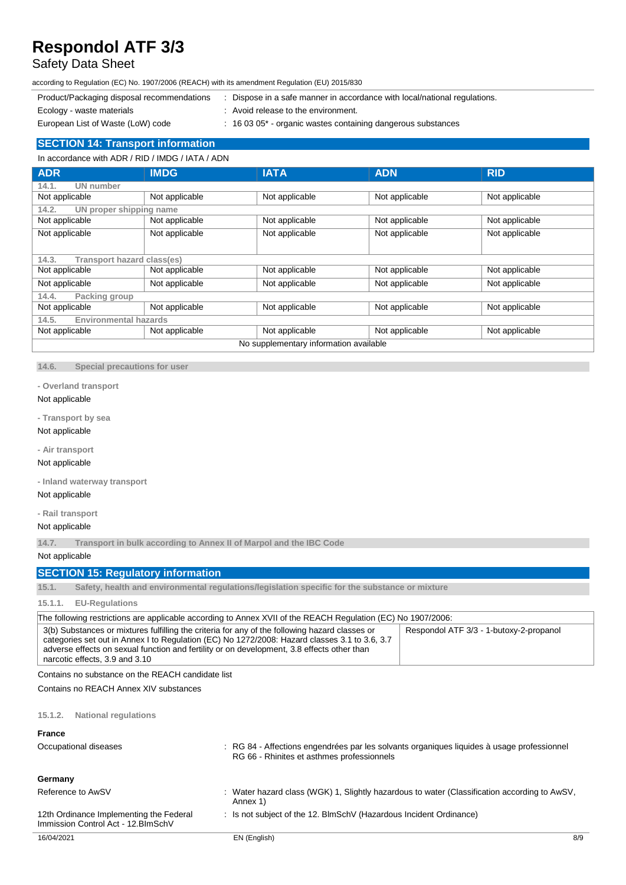Product/Packaging disposal recommendations : Dispose in a safe manner in accordance with local/national regulations.

Ecology - waste materials : Avoid release to the environment.

European List of Waste (LoW) code : 16 03 05* - organic wastes containing dangerous substances

## SECTION 14: Transport information

In accordance with ADR / RID / IMDG / IATA / ADN

| ADR | IMDG | IATA | ADN | RID |
|---|---|---|---|---|
| **14.1. UN number** | | | | |
| Not applicable | Not applicable | Not applicable | Not applicable | Not applicable |
| **14.2. UN proper shipping name** | | | | |
| Not applicable | Not applicable | Not applicable | Not applicable | Not applicable |
| Not applicable | Not applicable | Not applicable | Not applicable | Not applicable |
| **14.3. Transport hazard class(es)** | | | | |
| Not applicable | Not applicable | Not applicable | Not applicable | Not applicable |
| Not applicable | Not applicable | Not applicable | Not applicable | Not applicable |
| **14.4. Packing group** | | | | |
| Not applicable | Not applicable | Not applicable | Not applicable | Not applicable |
| **14.5. Environmental hazards** | | | | |
| Not applicable | Not applicable | Not applicable | Not applicable | Not applicable |
| No supplementary information available | | | | |

### 14.6. Special precautions for user

**- Overland transport**

Not applicable

**- Transport by sea**

Not applicable

**- Air transport**

Not applicable

**- Inland waterway transport**

Not applicable

**- Rail transport**

Not applicable

### 14.7. Transport in bulk according to Annex II of Marpol and the IBC Code

Not applicable

## SECTION 15: Regulatory information

### 15.1. Safety, health and environmental regulations/legislation specific for the substance or mixture

#### 15.1.1. EU-Regulations

| The following restrictions are applicable according to Annex XVII of the REACH Regulation (EC) No 1907/2006: | |
|---|---|
| 3(b) Substances or mixtures fulfilling the criteria for any of the following hazard classes or categories set out in Annex I to Regulation (EC) No 1272/2008: Hazard classes 3.1 to 3.6, 3.7 adverse effects on sexual function and fertility or on development, 3.8 effects other than narcotic effects, 3.9 and 3.10 | Respondol ATF 3/3 - 1-butoxy-2-propanol |

Contains no substance on the REACH candidate list

Contains no REACH Annex XIV substances

#### 15.1.2. National regulations

**France**

Occupational diseases : RG 84 - Affections engendrées par les solvants organiques liquides à usage professionnel
RG 66 - Rhinites et asthmes professionnels

**Germany**

Reference to AwSV : Water hazard class (WGK) 1, Slightly hazardous to water (Classification according to AwSV, Annex 1)

12th Ordinance Implementing the Federal Immission Control Act - 12.BImSchV : Is not subject of the 12. BlmSchV (Hazardous Incident Ordinance)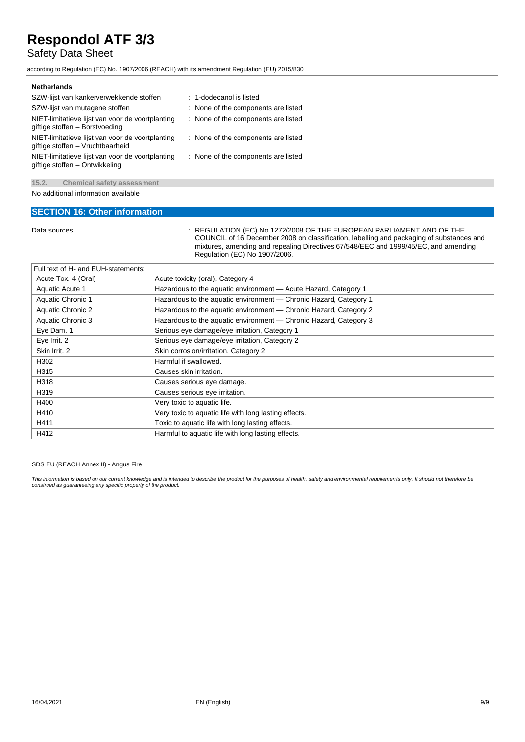**Netherlands**

| | |
|---|---|
| SZW-lijst van kankerverwekkende stoffen | : 1-dodecanol is listed |
| SZW-lijst van mutagene stoffen | : None of the components are listed |
| NIET-limitatieve lijst van voor de voortplanting giftige stoffen – Borstvoeding | : None of the components are listed |
| NIET-limitatieve lijst van voor de voortplanting giftige stoffen – Vruchtbaarheid | : None of the components are listed |
| NIET-limitatieve lijst van voor de voortplanting giftige stoffen – Ontwikkeling | : None of the components are listed |

### 15.2. Chemical safety assessment

No additional information available

## SECTION 16: Other information

Data sources : REGULATION (EC) No 1272/2008 OF THE EUROPEAN PARLIAMENT AND OF THE COUNCIL of 16 December 2008 on classification, labelling and packaging of substances and mixtures, amending and repealing Directives 67/548/EEC and 1999/45/EC, and amending Regulation (EC) No 1907/2006.

| Full text of H- and EUH-statements: | |
|---|---|
| Acute Tox. 4 (Oral) | Acute toxicity (oral), Category 4 |
| Aquatic Acute 1 | Hazardous to the aquatic environment — Acute Hazard, Category 1 |
| Aquatic Chronic 1 | Hazardous to the aquatic environment — Chronic Hazard, Category 1 |
| Aquatic Chronic 2 | Hazardous to the aquatic environment — Chronic Hazard, Category 2 |
| Aquatic Chronic 3 | Hazardous to the aquatic environment — Chronic Hazard, Category 3 |
| Eye Dam. 1 | Serious eye damage/eye irritation, Category 1 |
| Eye Irrit. 2 | Serious eye damage/eye irritation, Category 2 |
| Skin Irrit. 2 | Skin corrosion/irritation, Category 2 |
| H302 | Harmful if swallowed. |
| H315 | Causes skin irritation. |
| H318 | Causes serious eye damage. |
| H319 | Causes serious eye irritation. |
| H400 | Very toxic to aquatic life. |
| H410 | Very toxic to aquatic life with long lasting effects. |
| H411 | Toxic to aquatic life with long lasting effects. |
| H412 | Harmful to aquatic life with long lasting effects. |

SDS EU (REACH Annex II) - Angus Fire

*This information is based on our current knowledge and is intended to describe the product for the purposes of health, safety and environmental requirements only. It should not therefore be construed as guaranteeing any specific property of the product.*